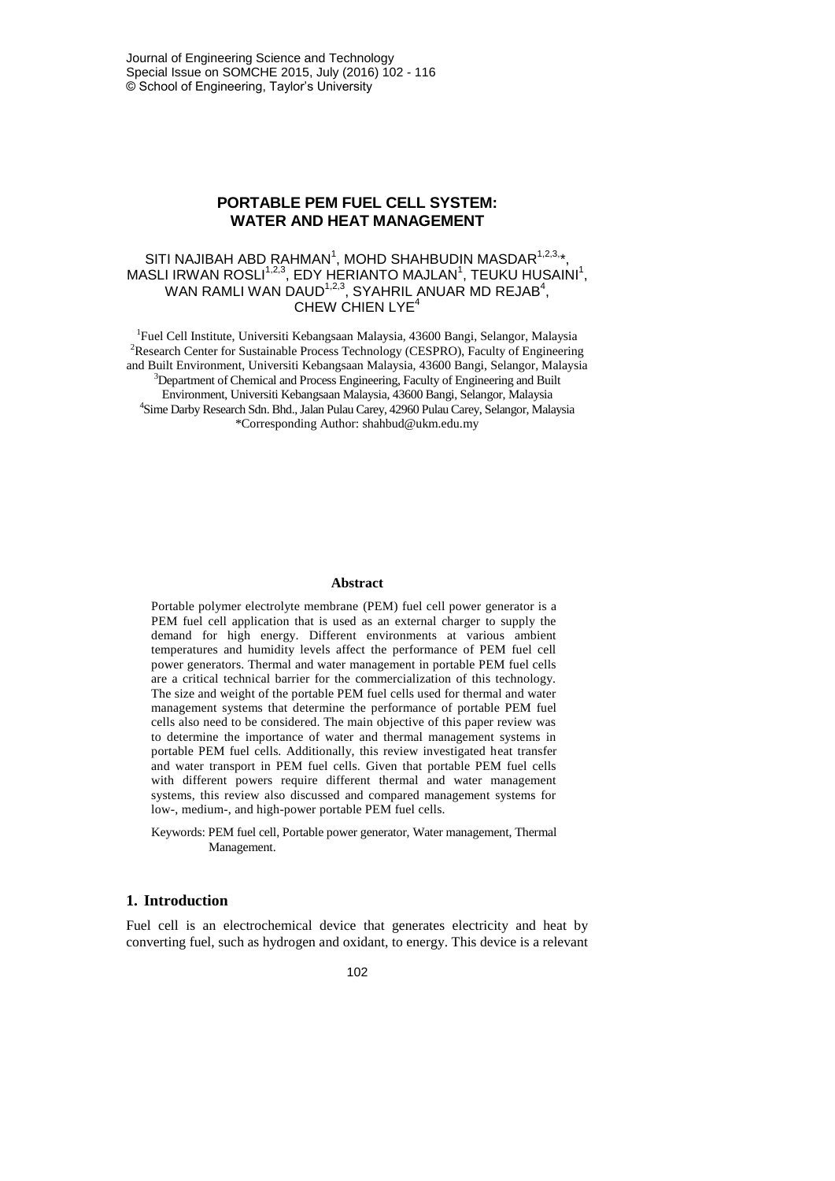# PORTABLE PEM FUEL CELL SYSTEM: WATER AND HEAT MANAGEMENT

SITI NAJIBAH ABD RAHMAN[1], MOHD SHAHBUDIN MASDAR[1,2,3,*], MASLI IRWAN ROSLI[1,2,3], EDY HERIANTO MAJLAN[1], TEUKU HUSAINI[1], WAN RAMLI WAN DAUD[1,2,3], SYAHRIL ANUAR MD REJAB[4], CHEW CHIEN LYE[4]

[1]Fuel Cell Institute, Universiti Kebangsaan Malaysia, 43600 Bangi, Selangor, Malaysia
[2]Research Center for Sustainable Process Technology (CESPRO), Faculty of Engineering and Built Environment, Universiti Kebangsaan Malaysia, 43600 Bangi, Selangor, Malaysia
[3]Department of Chemical and Process Engineering, Faculty of Engineering and Built Environment, Universiti Kebangsaan Malaysia, 43600 Bangi, Selangor, Malaysia
[4]Sime Darby Research Sdn. Bhd., Jalan Pulau Carey, 42960 Pulau Carey, Selangor, Malaysia
*Corresponding Author: shahbud@ukm.edu.my

## Abstract

Portable polymer electrolyte membrane (PEM) fuel cell power generator is a PEM fuel cell application that is used as an external charger to supply the demand for high energy. Different environments at various ambient temperatures and humidity levels affect the performance of PEM fuel cell power generators. Thermal and water management in portable PEM fuel cells are a critical technical barrier for the commercialization of this technology. The size and weight of the portable PEM fuel cells used for thermal and water management systems that determine the performance of portable PEM fuel cells also need to be considered. The main objective of this paper review was to determine the importance of water and thermal management systems in portable PEM fuel cells. Additionally, this review investigated heat transfer and water transport in PEM fuel cells. Given that portable PEM fuel cells with different powers require different thermal and water management systems, this review also discussed and compared management systems for low-, medium-, and high-power portable PEM fuel cells.

Keywords: PEM fuel cell, Portable power generator, Water management, Thermal Management.

## 1. Introduction

Fuel cell is an electrochemical device that generates electricity and heat by converting fuel, such as hydrogen and oxidant, to energy. This device is a relevant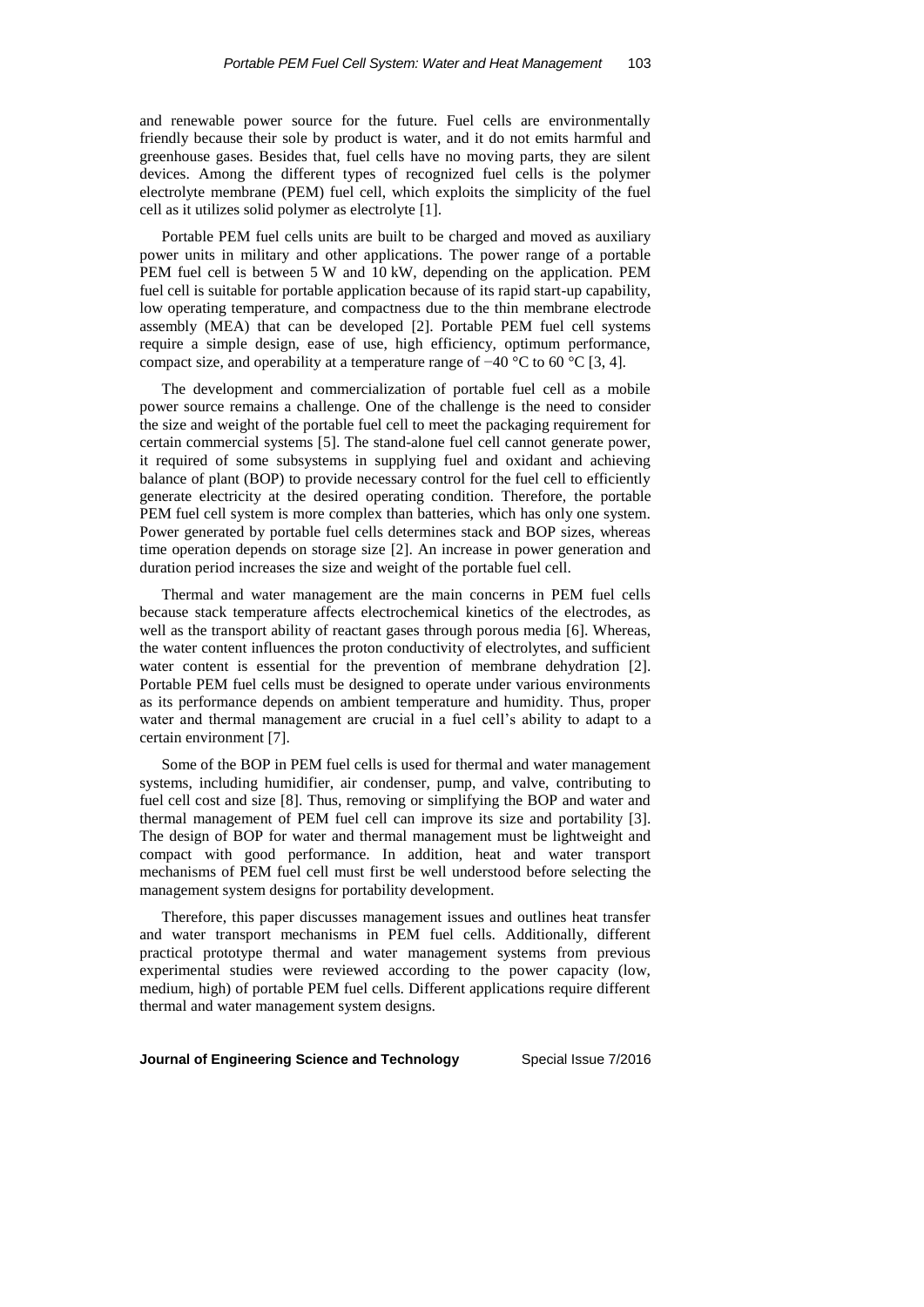and renewable power source for the future. Fuel cells are environmentally friendly because their sole by product is water, and it do not emits harmful and greenhouse gases. Besides that, fuel cells have no moving parts, they are silent devices. Among the different types of recognized fuel cells is the polymer electrolyte membrane (PEM) fuel cell, which exploits the simplicity of the fuel cell as it utilizes solid polymer as electrolyte [1].

Portable PEM fuel cells units are built to be charged and moved as auxiliary power units in military and other applications. The power range of a portable PEM fuel cell is between 5 W and 10 kW, depending on the application. PEM fuel cell is suitable for portable application because of its rapid start-up capability, low operating temperature, and compactness due to the thin membrane electrode assembly (MEA) that can be developed [2]. Portable PEM fuel cell systems require a simple design, ease of use, high efficiency, optimum performance, compact size, and operability at a temperature range of −40 °C to 60 °C [3, 4].

The development and commercialization of portable fuel cell as a mobile power source remains a challenge. One of the challenge is the need to consider the size and weight of the portable fuel cell to meet the packaging requirement for certain commercial systems [5]. The stand-alone fuel cell cannot generate power, it required of some subsystems in supplying fuel and oxidant and achieving balance of plant (BOP) to provide necessary control for the fuel cell to efficiently generate electricity at the desired operating condition. Therefore, the portable PEM fuel cell system is more complex than batteries, which has only one system. Power generated by portable fuel cells determines stack and BOP sizes, whereas time operation depends on storage size [2]. An increase in power generation and duration period increases the size and weight of the portable fuel cell.

Thermal and water management are the main concerns in PEM fuel cells because stack temperature affects electrochemical kinetics of the electrodes, as well as the transport ability of reactant gases through porous media [6]. Whereas, the water content influences the proton conductivity of electrolytes, and sufficient water content is essential for the prevention of membrane dehydration [2]. Portable PEM fuel cells must be designed to operate under various environments as its performance depends on ambient temperature and humidity. Thus, proper water and thermal management are crucial in a fuel cell's ability to adapt to a certain environment [7].

Some of the BOP in PEM fuel cells is used for thermal and water management systems, including humidifier, air condenser, pump, and valve, contributing to fuel cell cost and size [8]. Thus, removing or simplifying the BOP and water and thermal management of PEM fuel cell can improve its size and portability [3]. The design of BOP for water and thermal management must be lightweight and compact with good performance. In addition, heat and water transport mechanisms of PEM fuel cell must first be well understood before selecting the management system designs for portability development.

Therefore, this paper discusses management issues and outlines heat transfer and water transport mechanisms in PEM fuel cells. Additionally, different practical prototype thermal and water management systems from previous experimental studies were reviewed according to the power capacity (low, medium, high) of portable PEM fuel cells. Different applications require different thermal and water management system designs.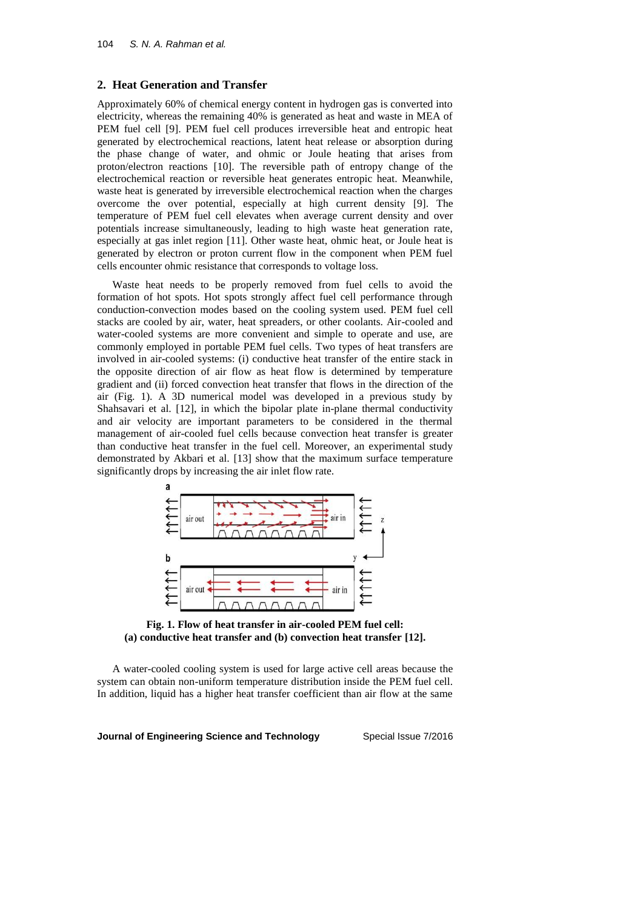## 2. Heat Generation and Transfer

Approximately 60% of chemical energy content in hydrogen gas is converted into electricity, whereas the remaining 40% is generated as heat and waste in MEA of PEM fuel cell [9]. PEM fuel cell produces irreversible heat and entropic heat generated by electrochemical reactions, latent heat release or absorption during the phase change of water, and ohmic or Joule heating that arises from proton/electron reactions [10]. The reversible path of entropy change of the electrochemical reaction or reversible heat generates entropic heat. Meanwhile, waste heat is generated by irreversible electrochemical reaction when the charges overcome the over potential, especially at high current density [9]. The temperature of PEM fuel cell elevates when average current density and over potentials increase simultaneously, leading to high waste heat generation rate, especially at gas inlet region [11]. Other waste heat, ohmic heat, or Joule heat is generated by electron or proton current flow in the component when PEM fuel cells encounter ohmic resistance that corresponds to voltage loss.

Waste heat needs to be properly removed from fuel cells to avoid the formation of hot spots. Hot spots strongly affect fuel cell performance through conduction-convection modes based on the cooling system used. PEM fuel cell stacks are cooled by air, water, heat spreaders, or other coolants. Air-cooled and water-cooled systems are more convenient and simple to operate and use, are commonly employed in portable PEM fuel cells. Two types of heat transfers are involved in air-cooled systems: (i) conductive heat transfer of the entire stack in the opposite direction of air flow as heat flow is determined by temperature gradient and (ii) forced convection heat transfer that flows in the direction of the air (Fig. 1). A 3D numerical model was developed in a previous study by Shahsavari et al. [12], in which the bipolar plate in-plane thermal conductivity and air velocity are important parameters to be considered in the thermal management of air-cooled fuel cells because convection heat transfer is greater than conductive heat transfer in the fuel cell. Moreover, an experimental study demonstrated by Akbari et al. [13] show that the maximum surface temperature significantly drops by increasing the air inlet flow rate.

**Fig. 1. Flow of heat transfer in air-cooled PEM fuel cell: (a) conductive heat transfer and (b) convection heat transfer [12].**

A water-cooled cooling system is used for large active cell areas because the system can obtain non-uniform temperature distribution inside the PEM fuel cell. In addition, liquid has a higher heat transfer coefficient than air flow at the same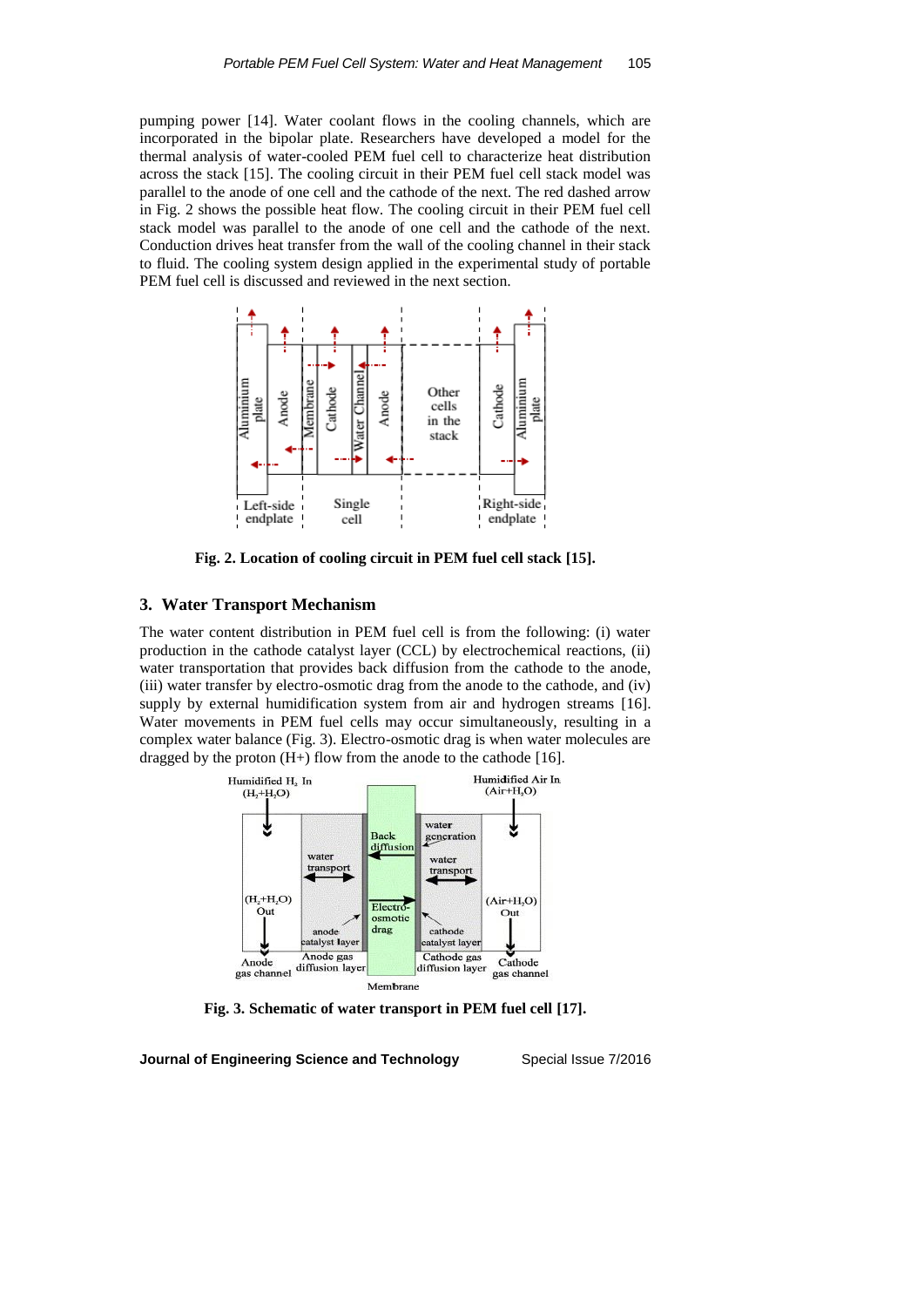pumping power [14]. Water coolant flows in the cooling channels, which are incorporated in the bipolar plate. Researchers have developed a model for the thermal analysis of water-cooled PEM fuel cell to characterize heat distribution across the stack [15]. The cooling circuit in their PEM fuel cell stack model was parallel to the anode of one cell and the cathode of the next. The red dashed arrow in Fig. 2 shows the possible heat flow. The cooling circuit in their PEM fuel cell stack model was parallel to the anode of one cell and the cathode of the next. Conduction drives heat transfer from the wall of the cooling channel in their stack to fluid. The cooling system design applied in the experimental study of portable PEM fuel cell is discussed and reviewed in the next section.

**Fig. 2. Location of cooling circuit in PEM fuel cell stack [15].**

## 3. Water Transport Mechanism

The water content distribution in PEM fuel cell is from the following: (i) water production in the cathode catalyst layer (CCL) by electrochemical reactions, (ii) water transportation that provides back diffusion from the cathode to the anode, (iii) water transfer by electro-osmotic drag from the anode to the cathode, and (iv) supply by external humidification system from air and hydrogen streams [16]. Water movements in PEM fuel cells may occur simultaneously, resulting in a complex water balance (Fig. 3). Electro-osmotic drag is when water molecules are dragged by the proton (H+) flow from the anode to the cathode [16].

**Fig. 3. Schematic of water transport in PEM fuel cell [17].**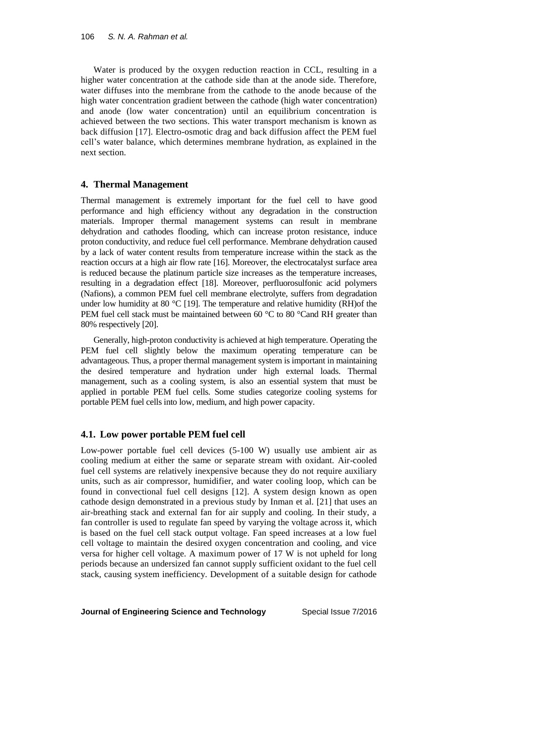Water is produced by the oxygen reduction reaction in CCL, resulting in a higher water concentration at the cathode side than at the anode side. Therefore, water diffuses into the membrane from the cathode to the anode because of the high water concentration gradient between the cathode (high water concentration) and anode (low water concentration) until an equilibrium concentration is achieved between the two sections. This water transport mechanism is known as back diffusion [17]. Electro-osmotic drag and back diffusion affect the PEM fuel cell's water balance, which determines membrane hydration, as explained in the next section.

## 4. Thermal Management

Thermal management is extremely important for the fuel cell to have good performance and high efficiency without any degradation in the construction materials. Improper thermal management systems can result in membrane dehydration and cathodes flooding, which can increase proton resistance, induce proton conductivity, and reduce fuel cell performance. Membrane dehydration caused by a lack of water content results from temperature increase within the stack as the reaction occurs at a high air flow rate [16]. Moreover, the electrocatalyst surface area is reduced because the platinum particle size increases as the temperature increases, resulting in a degradation effect [18]. Moreover, perfluorosulfonic acid polymers (Nafions), a common PEM fuel cell membrane electrolyte, suffers from degradation under low humidity at 80 °C [19]. The temperature and relative humidity (RH)of the PEM fuel cell stack must be maintained between 60 °C to 80 °Cand RH greater than 80% respectively [20].

Generally, high-proton conductivity is achieved at high temperature. Operating the PEM fuel cell slightly below the maximum operating temperature can be advantageous. Thus, a proper thermal management system is important in maintaining the desired temperature and hydration under high external loads. Thermal management, such as a cooling system, is also an essential system that must be applied in portable PEM fuel cells. Some studies categorize cooling systems for portable PEM fuel cells into low, medium, and high power capacity.

### 4.1. Low power portable PEM fuel cell

Low-power portable fuel cell devices (5-100 W) usually use ambient air as cooling medium at either the same or separate stream with oxidant. Air-cooled fuel cell systems are relatively inexpensive because they do not require auxiliary units, such as air compressor, humidifier, and water cooling loop, which can be found in convectional fuel cell designs [12]. A system design known as open cathode design demonstrated in a previous study by Inman et al. [21] that uses an air-breathing stack and external fan for air supply and cooling. In their study, a fan controller is used to regulate fan speed by varying the voltage across it, which is based on the fuel cell stack output voltage. Fan speed increases at a low fuel cell voltage to maintain the desired oxygen concentration and cooling, and vice versa for higher cell voltage. A maximum power of 17 W is not upheld for long periods because an undersized fan cannot supply sufficient oxidant to the fuel cell stack, causing system inefficiency. Development of a suitable design for cathode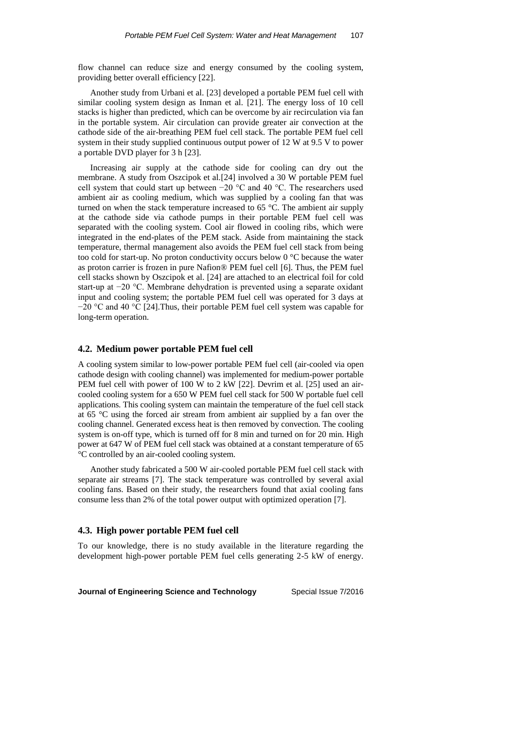flow channel can reduce size and energy consumed by the cooling system, providing better overall efficiency [22].

Another study from Urbani et al. [23] developed a portable PEM fuel cell with similar cooling system design as Inman et al. [21]. The energy loss of 10 cell stacks is higher than predicted, which can be overcome by air recirculation via fan in the portable system. Air circulation can provide greater air convection at the cathode side of the air-breathing PEM fuel cell stack. The portable PEM fuel cell system in their study supplied continuous output power of 12 W at 9.5 V to power a portable DVD player for 3 h [23].

Increasing air supply at the cathode side for cooling can dry out the membrane. A study from Oszcipok et al.[24] involved a 30 W portable PEM fuel cell system that could start up between −20 °C and 40 °C. The researchers used ambient air as cooling medium, which was supplied by a cooling fan that was turned on when the stack temperature increased to 65 °C. The ambient air supply at the cathode side via cathode pumps in their portable PEM fuel cell was separated with the cooling system. Cool air flowed in cooling ribs, which were integrated in the end-plates of the PEM stack. Aside from maintaining the stack temperature, thermal management also avoids the PEM fuel cell stack from being too cold for start-up. No proton conductivity occurs below 0 °C because the water as proton carrier is frozen in pure Nafion® PEM fuel cell [6]. Thus, the PEM fuel cell stacks shown by Oszcipok et al. [24] are attached to an electrical foil for cold start-up at −20 °C. Membrane dehydration is prevented using a separate oxidant input and cooling system; the portable PEM fuel cell was operated for 3 days at −20 °C and 40 °C [24].Thus, their portable PEM fuel cell system was capable for long-term operation.

### 4.2. Medium power portable PEM fuel cell

A cooling system similar to low-power portable PEM fuel cell (air-cooled via open cathode design with cooling channel) was implemented for medium-power portable PEM fuel cell with power of 100 W to 2 kW [22]. Devrim et al. [25] used an air-cooled cooling system for a 650 W PEM fuel cell stack for 500 W portable fuel cell applications. This cooling system can maintain the temperature of the fuel cell stack at 65 °C using the forced air stream from ambient air supplied by a fan over the cooling channel. Generated excess heat is then removed by convection. The cooling system is on-off type, which is turned off for 8 min and turned on for 20 min. High power at 647 W of PEM fuel cell stack was obtained at a constant temperature of 65 °C controlled by an air-cooled cooling system.

Another study fabricated a 500 W air-cooled portable PEM fuel cell stack with separate air streams [7]. The stack temperature was controlled by several axial cooling fans. Based on their study, the researchers found that axial cooling fans consume less than 2% of the total power output with optimized operation [7].

### 4.3. High power portable PEM fuel cell

To our knowledge, there is no study available in the literature regarding the development high-power portable PEM fuel cells generating 2-5 kW of energy.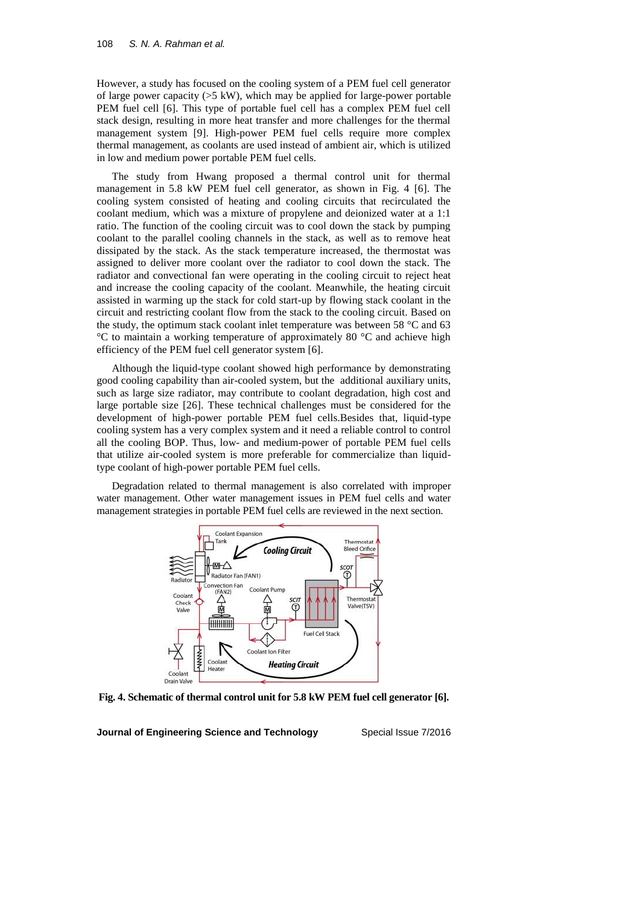However, a study has focused on the cooling system of a PEM fuel cell generator of large power capacity (>5 kW), which may be applied for large-power portable PEM fuel cell [6]. This type of portable fuel cell has a complex PEM fuel cell stack design, resulting in more heat transfer and more challenges for the thermal management system [9]. High-power PEM fuel cells require more complex thermal management, as coolants are used instead of ambient air, which is utilized in low and medium power portable PEM fuel cells.

The study from Hwang proposed a thermal control unit for thermal management in 5.8 kW PEM fuel cell generator, as shown in Fig. 4 [6]. The cooling system consisted of heating and cooling circuits that recirculated the coolant medium, which was a mixture of propylene and deionized water at a 1:1 ratio. The function of the cooling circuit was to cool down the stack by pumping coolant to the parallel cooling channels in the stack, as well as to remove heat dissipated by the stack. As the stack temperature increased, the thermostat was assigned to deliver more coolant over the radiator to cool down the stack. The radiator and convectional fan were operating in the cooling circuit to reject heat and increase the cooling capacity of the coolant. Meanwhile, the heating circuit assisted in warming up the stack for cold start-up by flowing stack coolant in the circuit and restricting coolant flow from the stack to the cooling circuit. Based on the study, the optimum stack coolant inlet temperature was between 58 °C and 63 °C to maintain a working temperature of approximately 80 °C and achieve high efficiency of the PEM fuel cell generator system [6].

Although the liquid-type coolant showed high performance by demonstrating good cooling capability than air-cooled system, but the additional auxiliary units, such as large size radiator, may contribute to coolant degradation, high cost and large portable size [26]. These technical challenges must be considered for the development of high-power portable PEM fuel cells.Besides that, liquid-type cooling system has a very complex system and it need a reliable control to control all the cooling BOP. Thus, low- and medium-power of portable PEM fuel cells that utilize air-cooled system is more preferable for commercialize than liquid-type coolant of high-power portable PEM fuel cells.

Degradation related to thermal management is also correlated with improper water management. Other water management issues in PEM fuel cells and water management strategies in portable PEM fuel cells are reviewed in the next section.

**Fig. 4. Schematic of thermal control unit for 5.8 kW PEM fuel cell generator [6].**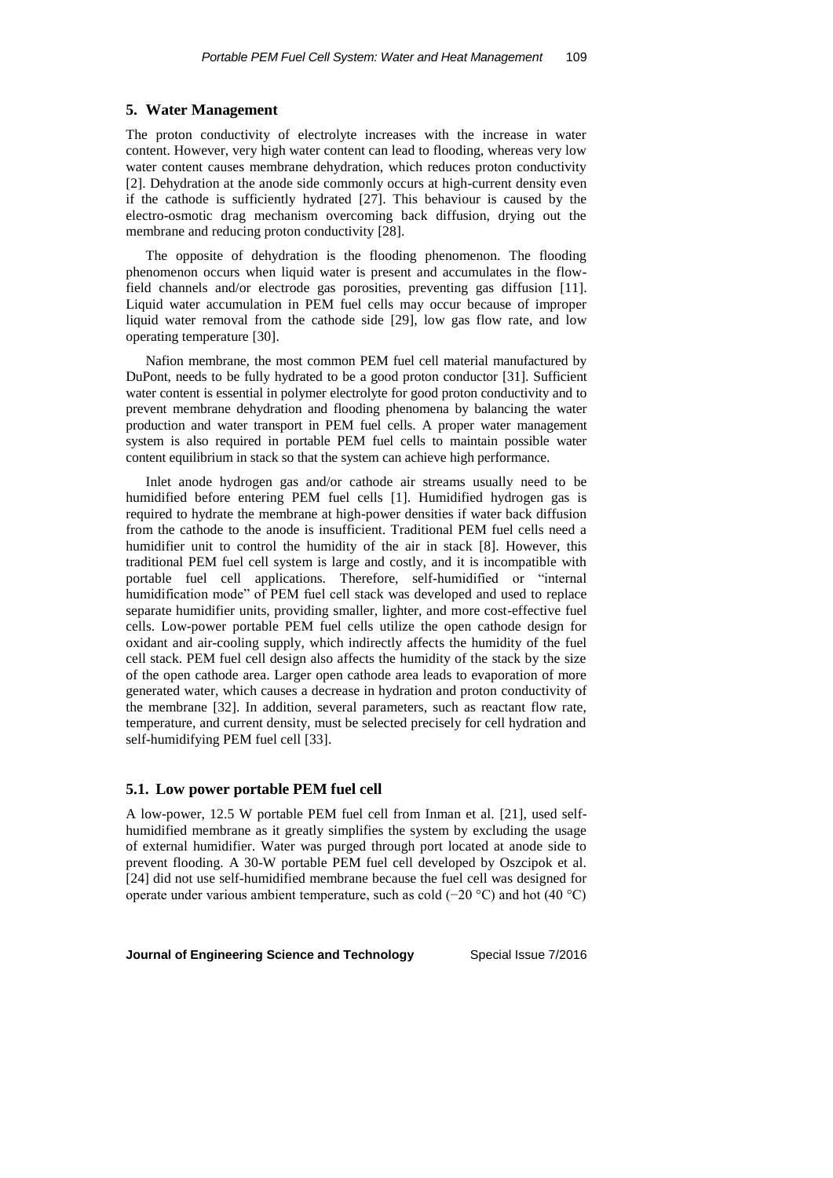## 5. Water Management

The proton conductivity of electrolyte increases with the increase in water content. However, very high water content can lead to flooding, whereas very low water content causes membrane dehydration, which reduces proton conductivity [2]. Dehydration at the anode side commonly occurs at high-current density even if the cathode is sufficiently hydrated [27]. This behaviour is caused by the electro-osmotic drag mechanism overcoming back diffusion, drying out the membrane and reducing proton conductivity [28].

The opposite of dehydration is the flooding phenomenon. The flooding phenomenon occurs when liquid water is present and accumulates in the flow-field channels and/or electrode gas porosities, preventing gas diffusion [11]. Liquid water accumulation in PEM fuel cells may occur because of improper liquid water removal from the cathode side [29], low gas flow rate, and low operating temperature [30].

Nafion membrane, the most common PEM fuel cell material manufactured by DuPont, needs to be fully hydrated to be a good proton conductor [31]. Sufficient water content is essential in polymer electrolyte for good proton conductivity and to prevent membrane dehydration and flooding phenomena by balancing the water production and water transport in PEM fuel cells. A proper water management system is also required in portable PEM fuel cells to maintain possible water content equilibrium in stack so that the system can achieve high performance.

Inlet anode hydrogen gas and/or cathode air streams usually need to be humidified before entering PEM fuel cells [1]. Humidified hydrogen gas is required to hydrate the membrane at high-power densities if water back diffusion from the cathode to the anode is insufficient. Traditional PEM fuel cells need a humidifier unit to control the humidity of the air in stack [8]. However, this traditional PEM fuel cell system is large and costly, and it is incompatible with portable fuel cell applications. Therefore, self-humidified or "internal humidification mode" of PEM fuel cell stack was developed and used to replace separate humidifier units, providing smaller, lighter, and more cost-effective fuel cells. Low-power portable PEM fuel cells utilize the open cathode design for oxidant and air-cooling supply, which indirectly affects the humidity of the fuel cell stack. PEM fuel cell design also affects the humidity of the stack by the size of the open cathode area. Larger open cathode area leads to evaporation of more generated water, which causes a decrease in hydration and proton conductivity of the membrane [32]. In addition, several parameters, such as reactant flow rate, temperature, and current density, must be selected precisely for cell hydration and self-humidifying PEM fuel cell [33].

### 5.1. Low power portable PEM fuel cell

A low-power, 12.5 W portable PEM fuel cell from Inman et al. [21], used self-humidified membrane as it greatly simplifies the system by excluding the usage of external humidifier. Water was purged through port located at anode side to prevent flooding. A 30-W portable PEM fuel cell developed by Oszcipok et al. [24] did not use self-humidified membrane because the fuel cell was designed for operate under various ambient temperature, such as cold (−20 °C) and hot (40 °C)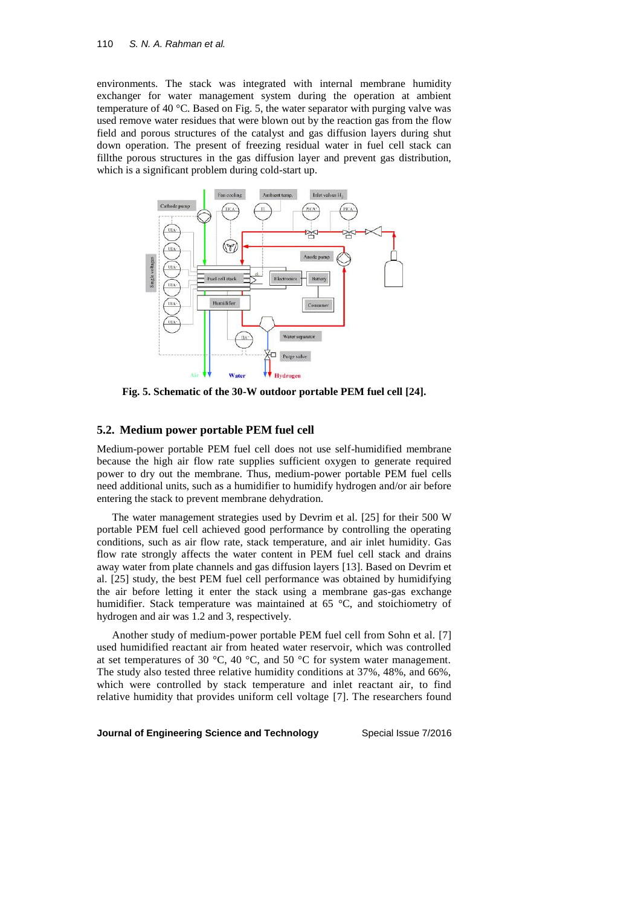environments. The stack was integrated with internal membrane humidity exchanger for water management system during the operation at ambient temperature of 40 °C. Based on Fig. 5, the water separator with purging valve was used remove water residues that were blown out by the reaction gas from the flow field and porous structures of the catalyst and gas diffusion layers during shut down operation. The present of freezing residual water in fuel cell stack can fillthe porous structures in the gas diffusion layer and prevent gas distribution, which is a significant problem during cold-start up.

**Fig. 5. Schematic of the 30-W outdoor portable PEM fuel cell [24].**

### 5.2. Medium power portable PEM fuel cell

Medium-power portable PEM fuel cell does not use self-humidified membrane because the high air flow rate supplies sufficient oxygen to generate required power to dry out the membrane. Thus, medium-power portable PEM fuel cells need additional units, such as a humidifier to humidify hydrogen and/or air before entering the stack to prevent membrane dehydration.

The water management strategies used by Devrim et al. [25] for their 500 W portable PEM fuel cell achieved good performance by controlling the operating conditions, such as air flow rate, stack temperature, and air inlet humidity. Gas flow rate strongly affects the water content in PEM fuel cell stack and drains away water from plate channels and gas diffusion layers [13]. Based on Devrim et al. [25] study, the best PEM fuel cell performance was obtained by humidifying the air before letting it enter the stack using a membrane gas-gas exchange humidifier. Stack temperature was maintained at 65 °C, and stoichiometry of hydrogen and air was 1.2 and 3, respectively.

Another study of medium-power portable PEM fuel cell from Sohn et al. [7] used humidified reactant air from heated water reservoir, which was controlled at set temperatures of 30 °C, 40 °C, and 50 °C for system water management. The study also tested three relative humidity conditions at 37%, 48%, and 66%, which were controlled by stack temperature and inlet reactant air, to find relative humidity that provides uniform cell voltage [7]. The researchers found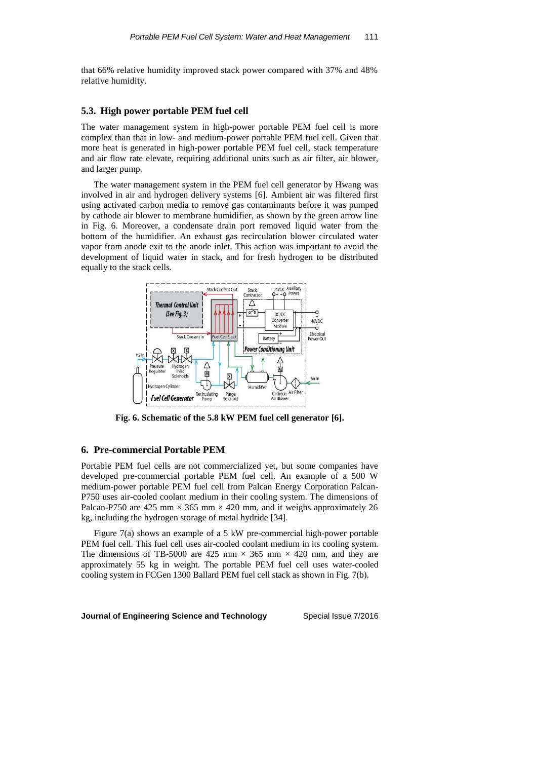that 66% relative humidity improved stack power compared with 37% and 48% relative humidity.

### 5.3. High power portable PEM fuel cell

The water management system in high-power portable PEM fuel cell is more complex than that in low- and medium-power portable PEM fuel cell. Given that more heat is generated in high-power portable PEM fuel cell, stack temperature and air flow rate elevate, requiring additional units such as air filter, air blower, and larger pump.

The water management system in the PEM fuel cell generator by Hwang was involved in air and hydrogen delivery systems [6]. Ambient air was filtered first using activated carbon media to remove gas contaminants before it was pumped by cathode air blower to membrane humidifier, as shown by the green arrow line in Fig. 6. Moreover, a condensate drain port removed liquid water from the bottom of the humidifier. An exhaust gas recirculation blower circulated water vapor from anode exit to the anode inlet. This action was important to avoid the development of liquid water in stack, and for fresh hydrogen to be distributed equally to the stack cells.

**Fig. 6. Schematic of the 5.8 kW PEM fuel cell generator [6].**

## 6. Pre-commercial Portable PEM

Portable PEM fuel cells are not commercialized yet, but some companies have developed pre-commercial portable PEM fuel cell. An example of a 500 W medium-power portable PEM fuel cell from Palcan Energy Corporation Palcan-P750 uses air-cooled coolant medium in their cooling system. The dimensions of Palcan-P750 are 425 mm × 365 mm × 420 mm, and it weighs approximately 26 kg, including the hydrogen storage of metal hydride [34].

Figure 7(a) shows an example of a 5 kW pre-commercial high-power portable PEM fuel cell. This fuel cell uses air-cooled coolant medium in its cooling system. The dimensions of TB-5000 are 425 mm × 365 mm × 420 mm, and they are approximately 55 kg in weight. The portable PEM fuel cell uses water-cooled cooling system in FCGen 1300 Ballard PEM fuel cell stack as shown in Fig. 7(b).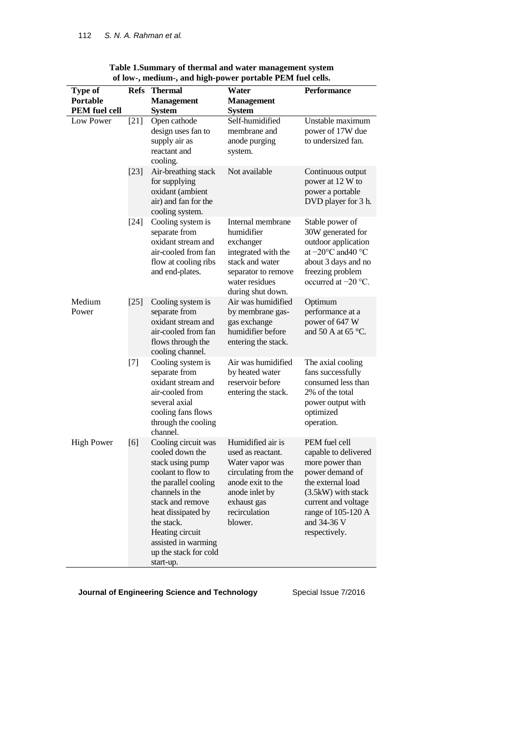**Table 1.Summary of thermal and water management system of low-, medium-, and high-power portable PEM fuel cells.**

| Type of Portable PEM fuel cell | Refs | Thermal Management System | Water Management System | Performance |
|---|---|---|---|---|
| Low Power | [21] | Open cathode design uses fan to supply air as reactant and cooling. | Self-humidified membrane and anode purging system. | Unstable maximum power of 17W due to undersized fan. |
| | [23] | Air-breathing stack for supplying oxidant (ambient air) and fan for the cooling system. | Not available | Continuous output power at 12 W to power a portable DVD player for 3 h. |
| | [24] | Cooling system is separate from oxidant stream and air-cooled from fan flow at cooling ribs and end-plates. | Internal membrane humidifier exchanger integrated with the stack and water separator to remove water residues during shut down. | Stable power of 30W generated for outdoor application at −20°C and40 °C about 3 days and no freezing problem occurred at −20 °C. |
| Medium Power | [25] | Cooling system is separate from oxidant stream and air-cooled from fan flows through the cooling channel. | Air was humidified by membrane gas-gas exchange humidifier before entering the stack. | Optimum performance at a power of 647 W and 50 A at 65 °C. |
| | [7] | Cooling system is separate from oxidant stream and air-cooled from several axial cooling fans flows through the cooling channel. | Air was humidified by heated water reservoir before entering the stack. | The axial cooling fans successfully consumed less than 2% of the total power output with optimized operation. |
| High Power | [6] | Cooling circuit was cooled down the stack using pump coolant to flow to the parallel cooling channels in the stack and remove heat dissipated by the stack. Heating circuit assisted in warming up the stack for cold start-up. | Humidified air is used as reactant. Water vapor was circulating from the anode exit to the anode inlet by exhaust gas recirculation blower. | PEM fuel cell capable to delivered more power than power demand of the external load (3.5kW) with stack current and voltage range of 105-120 A and 34-36 V respectively. |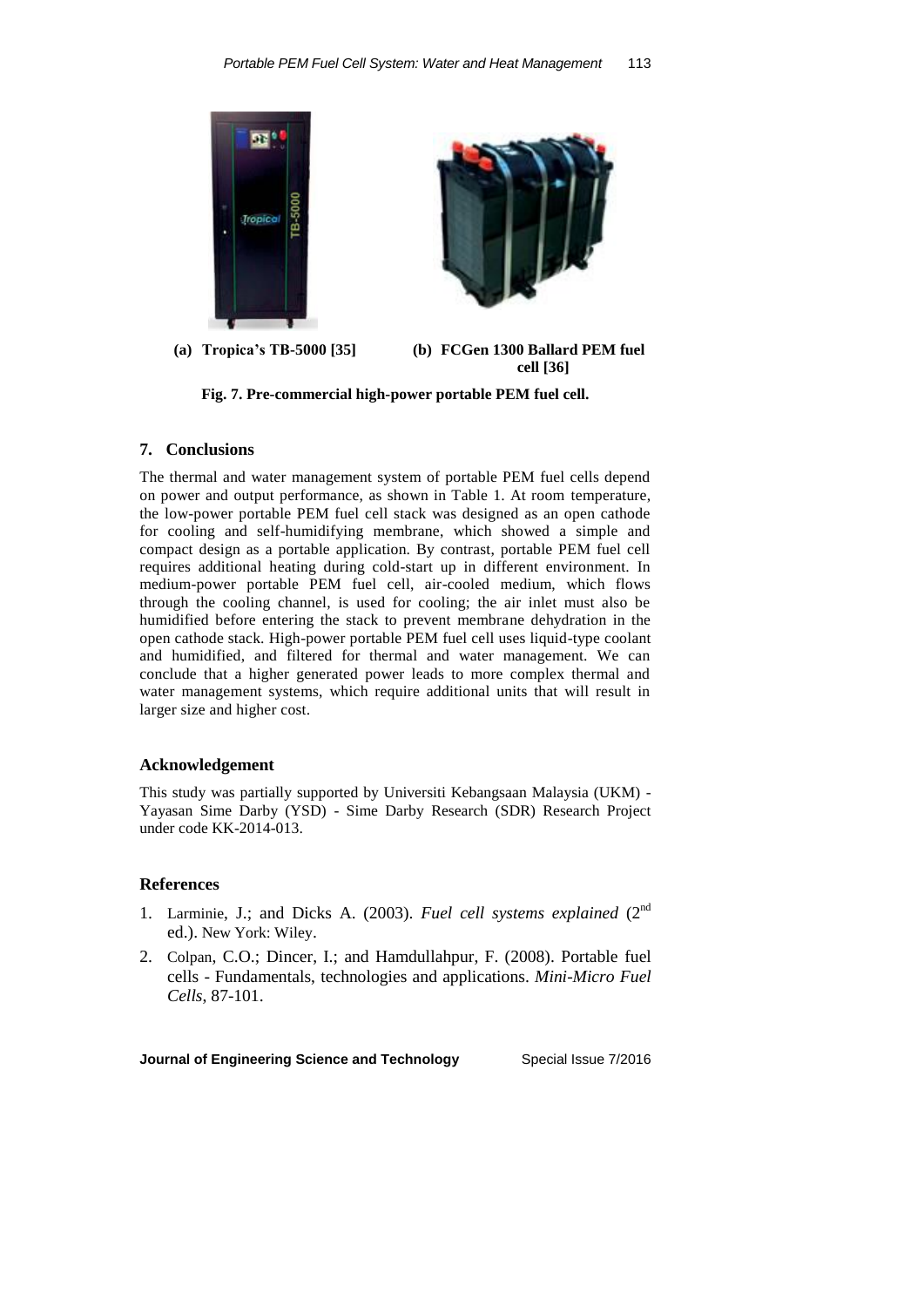(a) **Tropica's TB-5000 [35]**

(b) **FCGen 1300 Ballard PEM fuel cell [36]**

**Fig. 7. Pre-commercial high-power portable PEM fuel cell.**

## 7. Conclusions

The thermal and water management system of portable PEM fuel cells depend on power and output performance, as shown in Table 1. At room temperature, the low-power portable PEM fuel cell stack was designed as an open cathode for cooling and self-humidifying membrane, which showed a simple and compact design as a portable application. By contrast, portable PEM fuel cell requires additional heating during cold-start up in different environment. In medium-power portable PEM fuel cell, air-cooled medium, which flows through the cooling channel, is used for cooling; the air inlet must also be humidified before entering the stack to prevent membrane dehydration in the open cathode stack. High-power portable PEM fuel cell uses liquid-type coolant and humidified, and filtered for thermal and water management. We can conclude that a higher generated power leads to more complex thermal and water management systems, which require additional units that will result in larger size and higher cost.

## Acknowledgement

This study was partially supported by Universiti Kebangsaan Malaysia (UKM) - Yayasan Sime Darby (YSD) - Sime Darby Research (SDR) Research Project under code KK-2014-013.

## References

1. Larminie, J.; and Dicks A. (2003). *Fuel cell systems explained* ($2^{nd}$ ed.). New York: Wiley.
2. Colpan, C.O.; Dincer, I.; and Hamdullahpur, F. (2008). Portable fuel cells - Fundamentals, technologies and applications. *Mini-Micro Fuel Cells*, 87-101.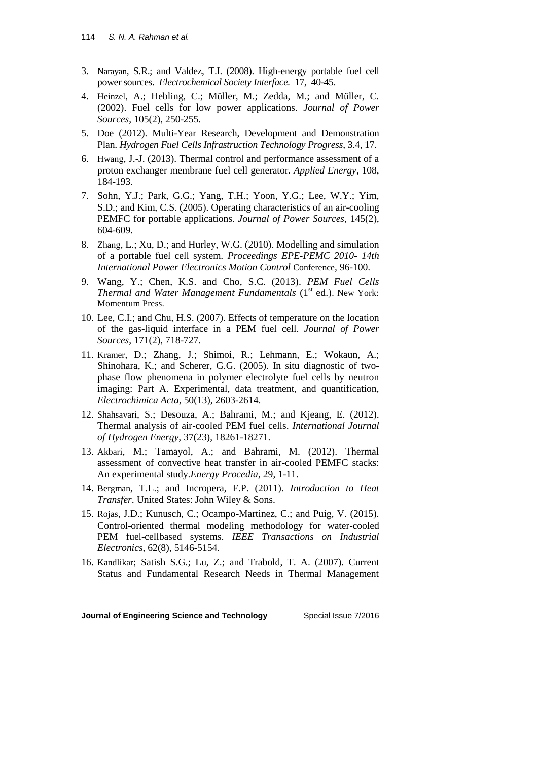3. Narayan, S.R.; and Valdez, T.I. (2008). High-energy portable fuel cell power sources. *Electrochemical Society Interface.* 17, 40-45.
4. Heinzel, A.; Hebling, C.; Müller, M.; Zedda, M.; and Müller, C. (2002). Fuel cells for low power applications. *Journal of Power Sources*, 105(2), 250-255.
5. Doe (2012). Multi-Year Research, Development and Demonstration Plan. *Hydrogen Fuel Cells Infrastruction Technology Progress*, 3.4, 17.
6. Hwang, J.-J. (2013). Thermal control and performance assessment of a proton exchanger membrane fuel cell generator. *Applied Energy*, 108, 184-193.
7. Sohn, Y.J.; Park, G.G.; Yang, T.H.; Yoon, Y.G.; Lee, W.Y.; Yim, S.D.; and Kim, C.S. (2005). Operating characteristics of an air-cooling PEMFC for portable applications. *Journal of Power Sources*, 145(2), 604-609.
8. Zhang, L.; Xu, D.; and Hurley, W.G. (2010). Modelling and simulation of a portable fuel cell system. *Proceedings EPE-PEMC 2010- 14th International Power Electronics Motion Control* Conference, 96-100.
9. Wang, Y.; Chen, K.S. and Cho, S.C. (2013). *PEM Fuel Cells Thermal and Water Management Fundamentals* (1st ed.). New York: Momentum Press.
10. Lee, C.I.; and Chu, H.S. (2007). Effects of temperature on the location of the gas-liquid interface in a PEM fuel cell. *Journal of Power Sources*, 171(2), 718-727.
11. Kramer, D.; Zhang, J.; Shimoi, R.; Lehmann, E.; Wokaun, A.; Shinohara, K.; and Scherer, G.G. (2005). In situ diagnostic of two-phase flow phenomena in polymer electrolyte fuel cells by neutron imaging: Part A. Experimental, data treatment, and quantification, *Electrochimica Acta*, 50(13), 2603-2614.
12. Shahsavari, S.; Desouza, A.; Bahrami, M.; and Kjeang, E. (2012). Thermal analysis of air-cooled PEM fuel cells. *International Journal of Hydrogen Energy*, 37(23), 18261-18271.
13. Akbari, M.; Tamayol, A.; and Bahrami, M. (2012). Thermal assessment of convective heat transfer in air-cooled PEMFC stacks: An experimental study.*Energy Procedia*, 29, 1-11.
14. Bergman, T.L.; and Incropera, F.P. (2011). *Introduction to Heat Transfer*. United States: John Wiley & Sons.
15. Rojas, J.D.; Kunusch, C.; Ocampo-Martinez, C.; and Puig, V. (2015). Control-oriented thermal modeling methodology for water-cooled PEM fuel-cellbased systems. *IEEE Transactions on Industrial Electronics*, 62(8), 5146-5154.
16. Kandlikar; Satish S.G.; Lu, Z.; and Trabold, T. A. (2007). Current Status and Fundamental Research Needs in Thermal Management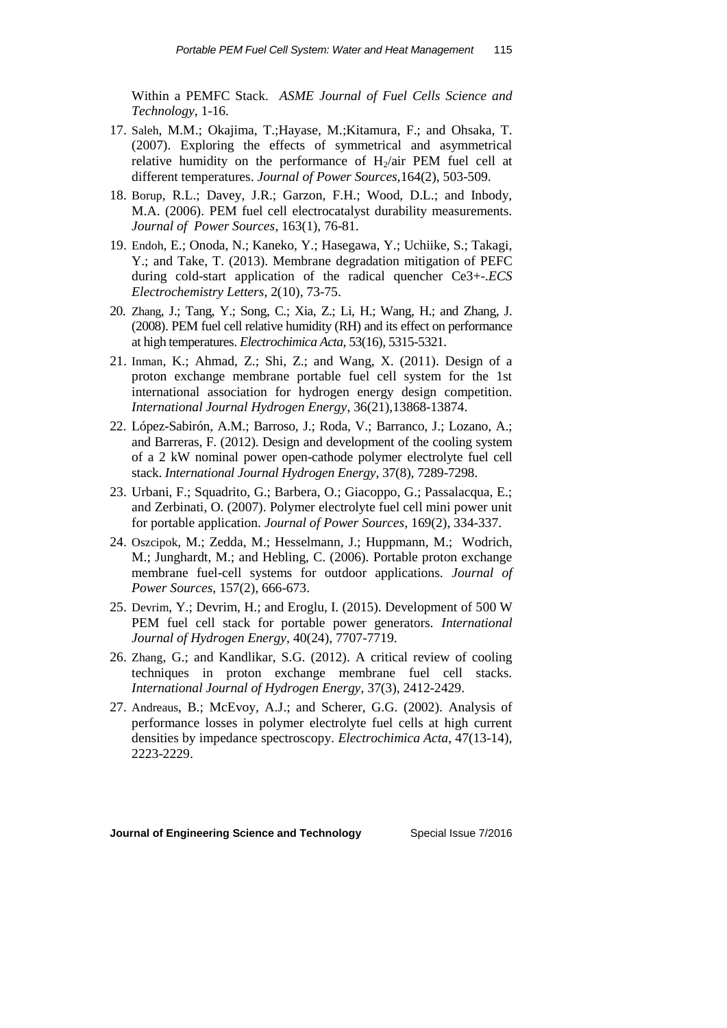Within a PEMFC Stack. *ASME Journal of Fuel Cells Science and Technology*, 1-16.

17. Saleh, M.M.; Okajima, T.;Hayase, M.;Kitamura, F.; and Ohsaka, T. (2007). Exploring the effects of symmetrical and asymmetrical relative humidity on the performance of $H_2$/air PEM fuel cell at different temperatures. *Journal of Power Sources*,164(2), 503-509.
18. Borup, R.L.; Davey, J.R.; Garzon, F.H.; Wood, D.L.; and Inbody, M.A. (2006). PEM fuel cell electrocatalyst durability measurements. *Journal of Power Sources*, 163(1), 76-81.
19. Endoh, E.; Onoda, N.; Kaneko, Y.; Hasegawa, Y.; Uchiike, S.; Takagi, Y.; and Take, T. (2013). Membrane degradation mitigation of PEFC during cold-start application of the radical quencher Ce3+-.*ECS Electrochemistry Letters*, 2(10), 73-75.
20. Zhang, J.; Tang, Y.; Song, C.; Xia, Z.; Li, H.; Wang, H.; and Zhang, J. (2008). PEM fuel cell relative humidity (RH) and its effect on performance at high temperatures. *Electrochimica Acta*, 53(16), 5315-5321.
21. Inman, K.; Ahmad, Z.; Shi, Z.; and Wang, X. (2011). Design of a proton exchange membrane portable fuel cell system for the 1st international association for hydrogen energy design competition. *International Journal Hydrogen Energy*, 36(21),13868-13874.
22. López-Sabirón, A.M.; Barroso, J.; Roda, V.; Barranco, J.; Lozano, A.; and Barreras, F. (2012). Design and development of the cooling system of a 2 kW nominal power open-cathode polymer electrolyte fuel cell stack. *International Journal Hydrogen Energy*, 37(8), 7289-7298.
23. Urbani, F.; Squadrito, G.; Barbera, O.; Giacoppo, G.; Passalacqua, E.; and Zerbinati, O. (2007). Polymer electrolyte fuel cell mini power unit for portable application. *Journal of Power Sources*, 169(2), 334-337.
24. Oszcipok, M.; Zedda, M.; Hesselmann, J.; Huppmann, M.; Wodrich, M.; Junghardt, M.; and Hebling, C. (2006). Portable proton exchange membrane fuel-cell systems for outdoor applications. *Journal of Power Sources*, 157(2), 666-673.
25. Devrim, Y.; Devrim, H.; and Eroglu, I. (2015). Development of 500 W PEM fuel cell stack for portable power generators. *International Journal of Hydrogen Energy*, 40(24), 7707-7719.
26. Zhang, G.; and Kandlikar, S.G. (2012). A critical review of cooling techniques in proton exchange membrane fuel cell stacks. *International Journal of Hydrogen Energy*, 37(3), 2412-2429.
27. Andreaus, B.; McEvoy, A.J.; and Scherer, G.G. (2002). Analysis of performance losses in polymer electrolyte fuel cells at high current densities by impedance spectroscopy. *Electrochimica Acta*, 47(13-14), 2223-2229.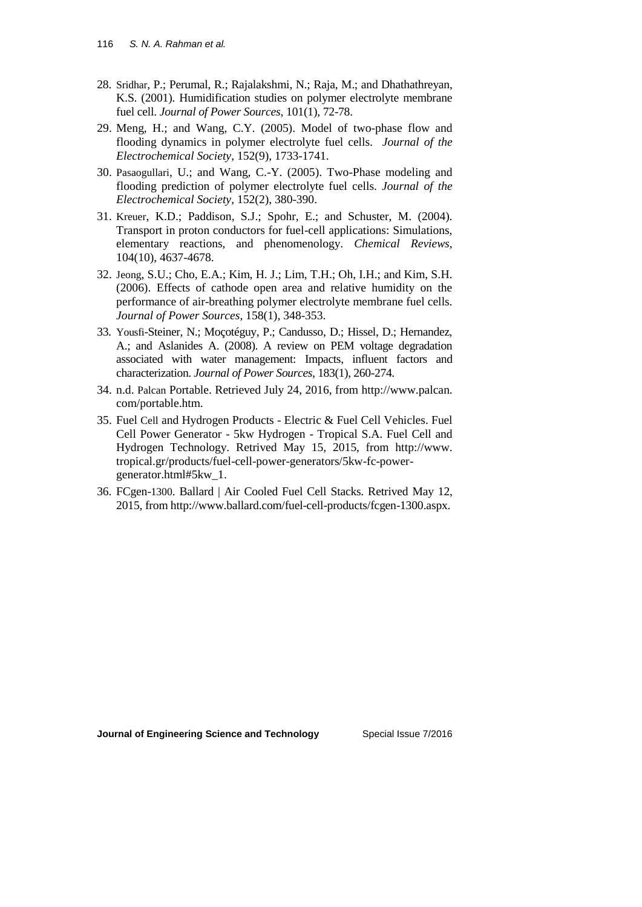28. Sridhar, P.; Perumal, R.; Rajalakshmi, N.; Raja, M.; and Dhathathreyan, K.S. (2001). Humidification studies on polymer electrolyte membrane fuel cell. *Journal of Power Sources*, 101(1), 72-78.
29. Meng, H.; and Wang, C.Y. (2005). Model of two-phase flow and flooding dynamics in polymer electrolyte fuel cells. *Journal of the Electrochemical Society*, 152(9), 1733-1741.
30. Pasaogullari, U.; and Wang, C.-Y. (2005). Two-Phase modeling and flooding prediction of polymer electrolyte fuel cells. *Journal of the Electrochemical Society*, 152(2), 380-390.
31. Kreuer, K.D.; Paddison, S.J.; Spohr, E.; and Schuster, M. (2004). Transport in proton conductors for fuel-cell applications: Simulations, elementary reactions, and phenomenology. *Chemical Reviews*, 104(10), 4637-4678.
32. Jeong, S.U.; Cho, E.A.; Kim, H. J.; Lim, T.H.; Oh, I.H.; and Kim, S.H. (2006). Effects of cathode open area and relative humidity on the performance of air-breathing polymer electrolyte membrane fuel cells. *Journal of Power Sources*, 158(1), 348-353.
33. Yousfi-Steiner, N.; Moçotéguy, P.; Candusso, D.; Hissel, D.; Hernandez, A.; and Aslanides A. (2008). A review on PEM voltage degradation associated with water management: Impacts, influent factors and characterization. *Journal of Power Sources*, 183(1), 260-274.
34. n.d. Palcan Portable. Retrieved July 24, 2016, from http://www.palcan.com/portable.htm.
35. Fuel Cell and Hydrogen Products - Electric & Fuel Cell Vehicles. Fuel Cell Power Generator - 5kw Hydrogen - Tropical S.A. Fuel Cell and Hydrogen Technology. Retrived May 15, 2015, from http://www.tropical.gr/products/fuel-cell-power-generators/5kw-fc-power-generator.html#5kw_1.
36. FCgen-1300. Ballard | Air Cooled Fuel Cell Stacks. Retrived May 12, 2015, from http://www.ballard.com/fuel-cell-products/fcgen-1300.aspx.